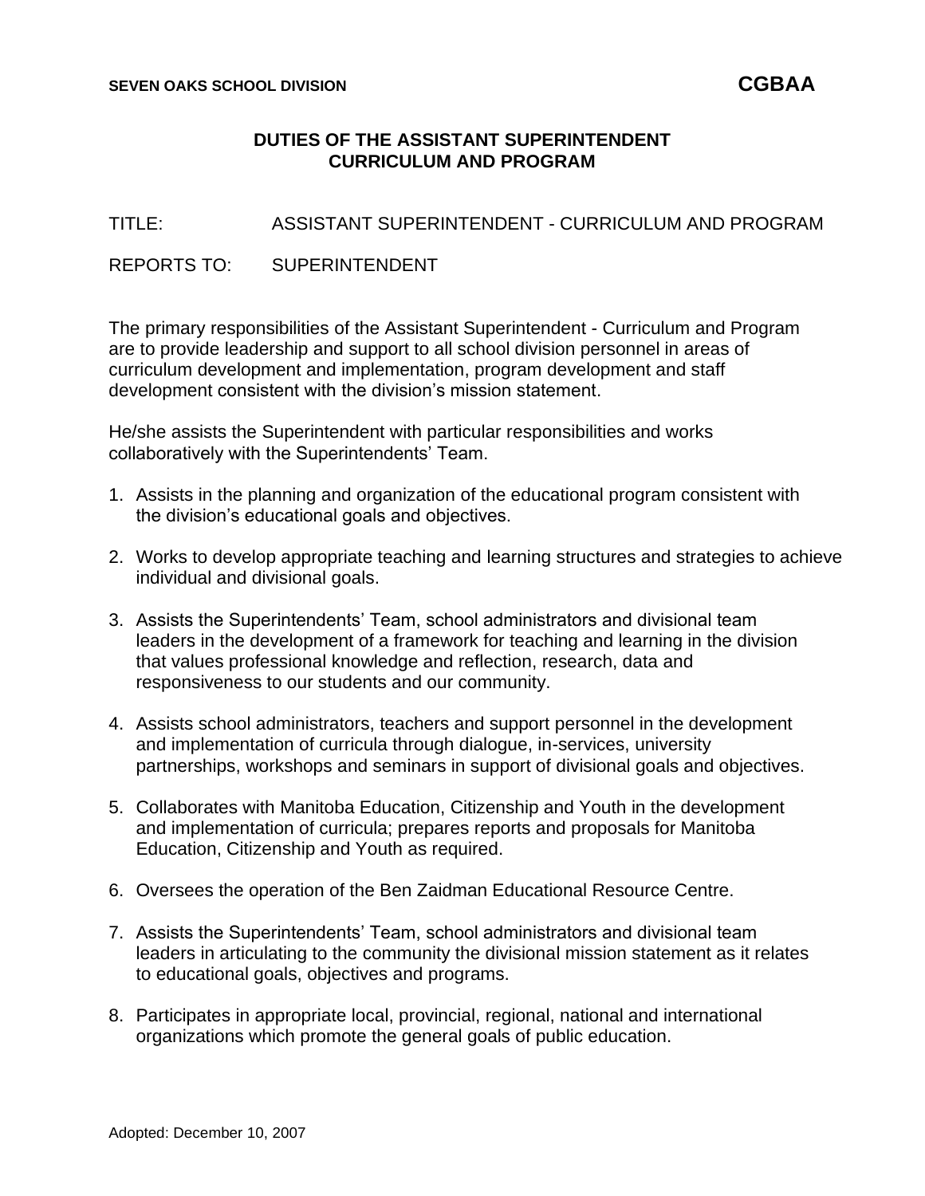**SEVEN OAKS SCHOOL DIVISION** **CGBAA**

# DUTIES OF THE ASSISTANT SUPERINTENDENT CURRICULUM AND PROGRAM

TITLE: ASSISTANT SUPERINTENDENT - CURRICULUM AND PROGRAM

REPORTS TO: SUPERINTENDENT

The primary responsibilities of the Assistant Superintendent - Curriculum and Program are to provide leadership and support to all school division personnel in areas of curriculum development and implementation, program development and staff development consistent with the division's mission statement.

He/she assists the Superintendent with particular responsibilities and works collaboratively with the Superintendents' Team.

1. Assists in the planning and organization of the educational program consistent with the division's educational goals and objectives.
2. Works to develop appropriate teaching and learning structures and strategies to achieve individual and divisional goals.
3. Assists the Superintendents' Team, school administrators and divisional team leaders in the development of a framework for teaching and learning in the division that values professional knowledge and reflection, research, data and responsiveness to our students and our community.
4. Assists school administrators, teachers and support personnel in the development and implementation of curricula through dialogue, in-services, university partnerships, workshops and seminars in support of divisional goals and objectives.
5. Collaborates with Manitoba Education, Citizenship and Youth in the development and implementation of curricula; prepares reports and proposals for Manitoba Education, Citizenship and Youth as required.
6. Oversees the operation of the Ben Zaidman Educational Resource Centre.
7. Assists the Superintendents' Team, school administrators and divisional team leaders in articulating to the community the divisional mission statement as it relates to educational goals, objectives and programs.
8. Participates in appropriate local, provincial, regional, national and international organizations which promote the general goals of public education.

Adopted: December 10, 2007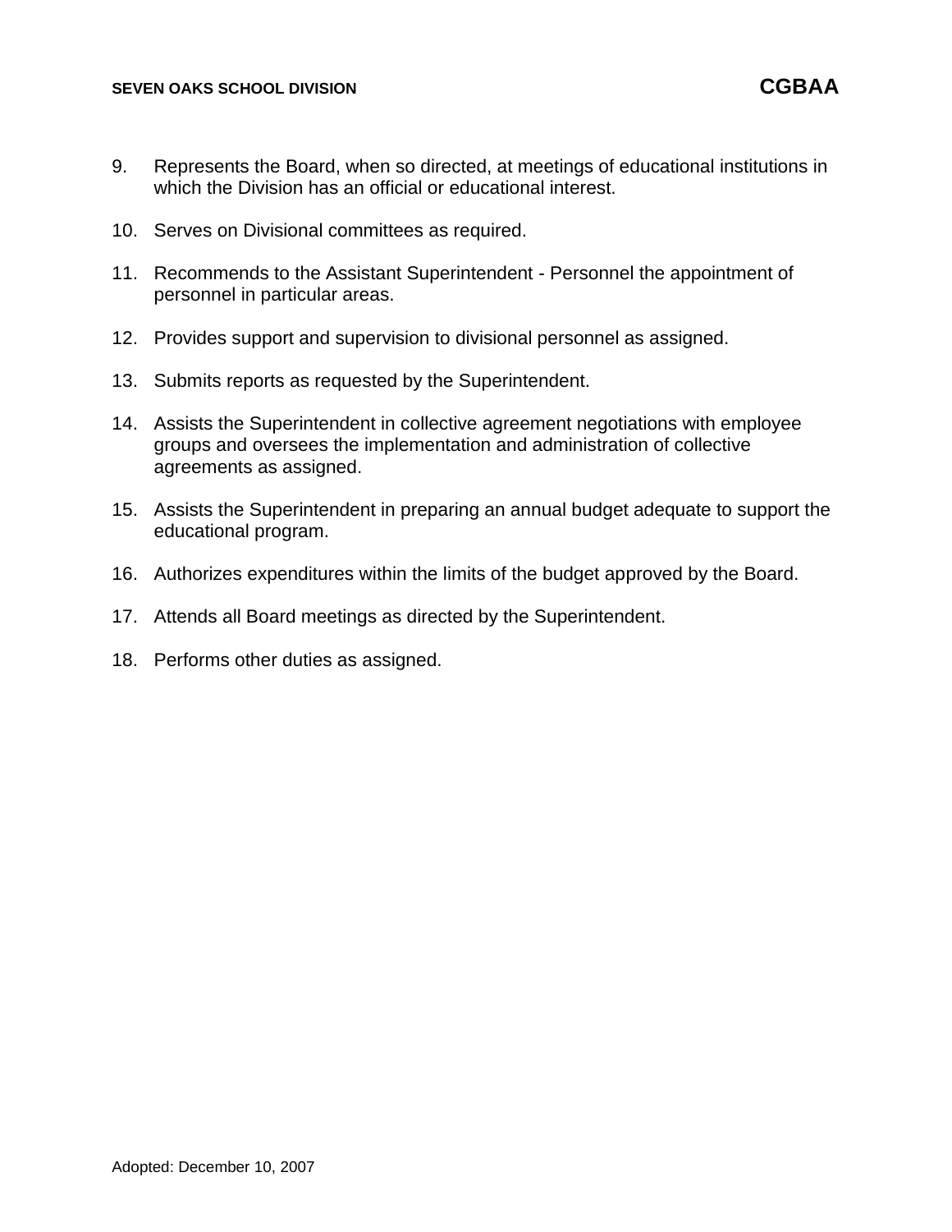9. Represents the Board, when so directed, at meetings of educational institutions in which the Division has an official or educational interest.

10. Serves on Divisional committees as required.

11. Recommends to the Assistant Superintendent - Personnel the appointment of personnel in particular areas.

12. Provides support and supervision to divisional personnel as assigned.

13. Submits reports as requested by the Superintendent.

14. Assists the Superintendent in collective agreement negotiations with employee groups and oversees the implementation and administration of collective agreements as assigned.

15. Assists the Superintendent in preparing an annual budget adequate to support the educational program.

16. Authorizes expenditures within the limits of the budget approved by the Board.

17. Attends all Board meetings as directed by the Superintendent.

18. Performs other duties as assigned.

Adopted: December 10, 2007